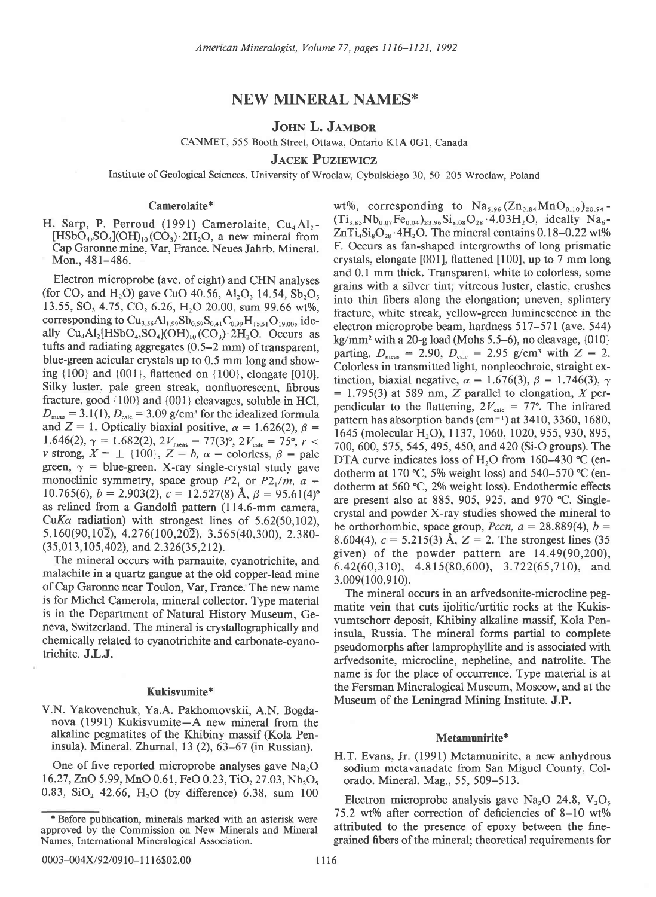# NEW MINERAL NAMES*

**JOHN L. JAMBOR**

CANMET, 555 Booth Street, Ottawa, Ontario K1A 0G1, Canada

**JACEK PUZIEWICZ**

Institute of Geological Sciences, University of Wroclaw, Cybulskiego 30, 50–205 Wroclaw, Poland

## Camerolaite*

H. Sarp, P. Perroud (1991) Camerolaite, $Cu_4Al_2[HSbO_4,SO_4](OH)_{10}(CO_3)\cdot 2H_2O$, a new mineral from Cap Garonne mine, Var, France. Neues Jahrb. Mineral. Mon., 481–486.

Electron microprobe (ave. of eight) and CHN analyses (for $CO_2$ and $H_2O$) gave CuO 40.56, $Al_2O_3$ 14.54, $Sb_2O_5$ 13.55, $SO_3$ 4.75, $CO_2$ 6.26, $H_2O$ 20.00, sum 99.66 wt%, corresponding to $Cu_{3.56}Al_{1.99}Sb_{0.59}S_{0.41}C_{0.99}H_{15.51}O_{19.00}$, ideally $Cu_4Al_2[HSbO_4,SO_4](OH)_{10}(CO_3)\cdot 2H_2O$. Occurs as tufts and radiating aggregates (0.5–2 mm) of transparent, blue-green acicular crystals up to 0.5 mm long and showing {100} and {001}, flattened on {100}, elongate [010]. Silky luster, pale green streak, nonfluorescent, fibrous fracture, good {100} and {001} cleavages, soluble in HCl, $D_{meas}$ = 3.1(1), $D_{calc}$ = 3.09 g/cm³ for the idealized formula and $Z$ = 1. Optically biaxial positive, $\alpha$ = 1.626(2), $\beta$ = 1.646(2), $\gamma$ = 1.682(2), $2V_{meas}$ = 77(3)°, $2V_{calc}$ = 75°, $r < v$ strong, $X$ = ⊥ {100}, $Z$ = $b$, $\alpha$ = colorless, $\beta$ = pale green, $\gamma$ = blue-green. X-ray single-crystal study gave monoclinic symmetry, space group $P2_1$ or $P2_1/m$, $a$ = 10.765(6), $b$ = 2.903(2), $c$ = 12.527(8) Å, $\beta$ = 95.61(4)° as refined from a Gandolfi pattern (114.6-mm camera, $CuK\alpha$ radiation) with strongest lines of 5.62(50,102), 5.160(90,$10\bar{2}$), 4.276(100,$20\bar{2}$), 3.565(40,300), 2.380(35,013,105,402), and 2.326(35,212).

The mineral occurs with parnauite, cyanotrichite, and malachite in a quartz gangue at the old copper-lead mine of Cap Garonne near Toulon, Var, France. The new name is for Michel Camerola, mineral collector. Type material is in the Department of Natural History Museum, Geneva, Switzerland. The mineral is crystallographically and chemically related to cyanotrichite and carbonate-cyanotrichite. **J.L.J.**

## Kukisvumite*

V.N. Yakovenchuk, Ya.A. Pakhomovskii, A.N. Bogdanova (1991) Kukisvumite—A new mineral from the alkaline pegmatites of the Khibiny massif (Kola Peninsula). Mineral. Zhurnal, 13 (2), 63–67 (in Russian).

One of five reported microprobe analyses gave $Na_2O$ 16.27, ZnO 5.99, MnO 0.61, FeO 0.23, $TiO_2$ 27.03, $Nb_2O_5$ 0.83, $SiO_2$ 42.66, $H_2O$ (by difference) 6.38, sum 100 wt%, corresponding to $Na_{5.96}(Zn_{0.84}MnO_{0.10})_{\Sigma 0.94}(Ti_{3.85}Nb_{0.07}Fe_{0.04})_{\Sigma 3.96}Si_{8.08}O_{28}\cdot 4.03H_2O$, ideally $Na_6ZnTi_4Si_8O_{28}\cdot 4H_2O$. The mineral contains 0.18–0.22 wt% F. Occurs as fan-shaped intergrowths of long prismatic crystals, elongate [001], flattened [100], up to 7 mm long and 0.1 mm thick. Transparent, white to colorless, some grains with a silver tint; vitreous luster, elastic, crushes into thin fibers along the elongation; uneven, splintery fracture, white streak, yellow-green luminescence in the electron microprobe beam, hardness 517–571 (ave. 544) kg/mm² with a 20-g load (Mohs 5.5–6), no cleavage, {010} parting. $D_{meas}$ = 2.90, $D_{calc}$ = 2.95 g/cm³ with $Z$ = 2. Colorless in transmitted light, nonpleochroic, straight extinction, biaxial negative, $\alpha$ = 1.676(3), $\beta$ = 1.746(3), $\gamma$ = 1.795(3) at 589 nm, $Z$ parallel to elongation, $X$ perpendicular to the flattening, $2V_{calc}$ = 77°. The infrared pattern has absorption bands (cm⁻¹) at 3410, 3360, 1680, 1645 (molecular $H_2O$), 1137, 1060, 1020, 955, 930, 895, 700, 600, 575, 545, 495, 450, and 420 (Si-O groups). The DTA curve indicates loss of $H_2O$ from 160–430 °C (endotherm at 170 °C, 5% weight loss) and 540–570 °C (endotherm at 560 °C, 2% weight loss). Endothermic effects are present also at 885, 905, 925, and 970 °C. Single-crystal and powder X-ray studies showed the mineral to be orthorhombic, space group, $Pccn$, $a$ = 28.889(4), $b$ = 8.604(4), $c$ = 5.215(3) Å, $Z$ = 2. The strongest lines (35 given) of the powder pattern are 14.49(90,200), 6.42(60,310), 4.815(80,600), 3.722(65,710), and 3.009(100,910).

The mineral occurs in an arfvedsonite-microcline pegmatite vein that cuts ijolitic/urtitic rocks at the Kukisvumtschorr deposit, Khibiny alkaline massif, Kola Peninsula, Russia. The mineral forms partial to complete pseudomorphs after lamprophyllite and is associated with arfvedsonite, microcline, nepheline, and natrolite. The name is for the place of occurrence. Type material is at the Fersman Mineralogical Museum, Moscow, and at the Museum of the Leningrad Mining Institute. **J.P.**

## Metamunirite*

H.T. Evans, Jr. (1991) Metamunirite, a new anhydrous sodium metavanadate from San Miguel County, Colorado. Mineral. Mag., 55, 509–513.

Electron microprobe analysis gave $Na_2O$ 24.8, $V_2O_5$ 75.2 wt% after correction of deficiencies of 8–10 wt% attributed to the presence of epoxy between the fine-grained fibers of the mineral; theoretical requirements for

\* Before publication, minerals marked with an asterisk were approved by the Commission on New Minerals and Mineral Names, International Mineralogical Association.

0003-004X/92/0910-1116$02.00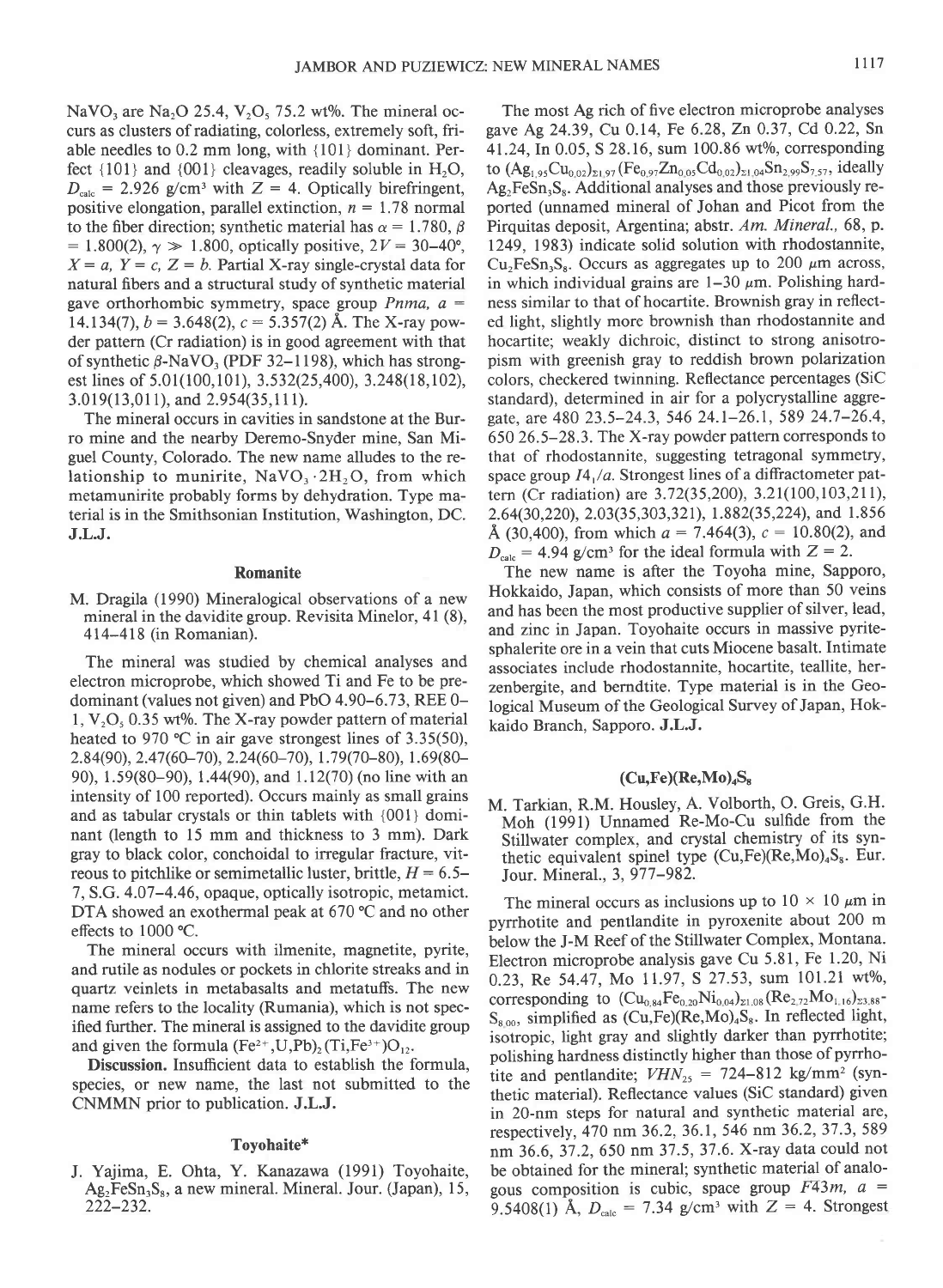$NaVO_3$ are $Na_2O$ 25.4, $V_2O_5$ 75.2 wt%. The mineral occurs as clusters of radiating, colorless, extremely soft, friable needles to 0.2 mm long, with {101} dominant. Perfect {101} and {001} cleavages, readily soluble in $H_2O$, $D_{calc}$ = 2.926 g/cm³ with $Z$ = 4. Optically birefringent, positive elongation, parallel extinction, $n$ = 1.78 normal to the fiber direction; synthetic material has $\alpha$ = 1.780, $\beta$ = 1.800(2), $\gamma \gg$ 1.800, optically positive, $2V$ = 30–40°, $X = a$, $Y = c$, $Z = b$. Partial X-ray single-crystal data for natural fibers and a structural study of synthetic material gave orthorhombic symmetry, space group $Pnma$, $a$ = 14.134(7), $b$ = 3.648(2), $c$ = 5.357(2) Å. The X-ray powder pattern (Cr radiation) is in good agreement with that of synthetic $\beta$-$NaVO_3$ (PDF 32–1198), which has strongest lines of 5.01(100,101), 3.532(25,400), 3.248(18,102), 3.019(13,011), and 2.954(35,111).

The mineral occurs in cavities in sandstone at the Burro mine and the nearby Deremo-Snyder mine, San Miguel County, Colorado. The new name alludes to the relationship to munirite, $NaVO_3 \cdot 2H_2O$, from which metamunirite probably forms by dehydration. Type material is in the Smithsonian Institution, Washington, DC. **J.L.J.**

## Romanite

M. Dragila (1990) Mineralogical observations of a new mineral in the davidite group. Revisita Minelor, 41 (8), 414–418 (in Romanian).

The mineral was studied by chemical analyses and electron microprobe, which showed Ti and Fe to be predominant (values not given) and PbO 4.90–6.73, REE 0–1, $V_2O_5$ 0.35 wt%. The X-ray powder pattern of material heated to 970 °C in air gave strongest lines of 3.35(50), 2.84(90), 2.47(60–70), 2.24(60–70), 1.79(70–80), 1.69(80–90), 1.59(80–90), 1.44(90), and 1.12(70) (no line with an intensity of 100 reported). Occurs mainly as small grains and as tabular crystals or thin tablets with {001} dominant (length to 15 mm and thickness to 3 mm). Dark gray to black color, conchoidal to irregular fracture, vitreous to pitchlike or semimetallic luster, brittle, $H$ = 6.5–7, S.G. 4.07–4.46, optically isotropic, metamict. DTA showed an exothermal peak at 670 °C and no other effects to 1000 °C.

The mineral occurs with ilmenite, magnetite, pyrite, and rutile as nodules or pockets in chlorite streaks and in quartz veinlets in metabasalts and metatuffs. The new name refers to the locality (Rumania), which is not specified further. The mineral is assigned to the davidite group and given the formula $(Fe^{2+},U,Pb)_2(Ti,Fe^{3+})O_{12}$.

**Discussion.** Insufficient data to establish the formula, species, or new name, the last not submitted to the CNMMN prior to publication. **J.L.J.**

## Toyohaite*

J. Yajima, E. Ohta, Y. Kanazawa (1991) Toyohaite, $Ag_2FeSn_3S_8$, a new mineral. Mineral. Jour. (Japan), 15, 222–232.

The most Ag rich of five electron microprobe analyses gave Ag 24.39, Cu 0.14, Fe 6.28, Zn 0.37, Cd 0.22, Sn 41.24, In 0.05, S 28.16, sum 100.86 wt%, corresponding to $(Ag_{1.95}Cu_{0.02})_{\Sigma 1.97}(Fe_{0.97}Zn_{0.05}Cd_{0.02})_{\Sigma 1.04}Sn_{2.99}S_{7.57}$, ideally $Ag_2FeSn_3S_8$. Additional analyses and those previously reported (unnamed mineral of Johan and Picot from the Pirquitas deposit, Argentina; abstr. *Am. Mineral.*, 68, p. 1249, 1983) indicate solid solution with rhodostannite, $Cu_2FeSn_3S_8$. Occurs as aggregates up to 200 µm across, in which individual grains are 1–30 µm. Polishing hardness similar to that of hocartite. Brownish gray in reflected light, slightly more brownish than rhodostannite and hocartite; weakly dichroic, distinct to strong anisotropism with greenish gray to reddish brown polarization colors, checkered twinning. Reflectance percentages (SiC standard), determined in air for a polycrystalline aggregate, are 480 23.5–24.3, 546 24.1–26.1, 589 24.7–26.4, 650 26.5–28.3. The X-ray powder pattern corresponds to that of rhodostannite, suggesting tetragonal symmetry, space group $I4_1/a$. Strongest lines of a diffractometer pattern (Cr radiation) are 3.72(35,200), 3.21(100,103,211), 2.64(30,220), 2.03(35,303,321), 1.882(35,224), and 1.856 Å (30,400), from which $a$ = 7.464(3), $c$ = 10.80(2), and $D_{calc}$ = 4.94 g/cm³ for the ideal formula with $Z$ = 2.

The new name is after the Toyoha mine, Sapporo, Hokkaido, Japan, which consists of more than 50 veins and has been the most productive supplier of silver, lead, and zinc in Japan. Toyohaite occurs in massive pyrite-sphalerite ore in a vein that cuts Miocene basalt. Intimate associates include rhodostannite, hocartite, teallite, herzenbergite, and berndtite. Type material is in the Geological Museum of the Geological Survey of Japan, Hokkaido Branch, Sapporo. **J.L.J.**

## $(Cu,Fe)(Re,Mo)_4S_8$

M. Tarkian, R.M. Housley, A. Volborth, O. Greis, G.H. Moh (1991) Unnamed Re-Mo-Cu sulfide from the Stillwater complex, and crystal chemistry of its synthetic equivalent spinel type $(Cu,Fe)(Re,Mo)_4S_8$. Eur. Jour. Mineral., 3, 977–982.

The mineral occurs as inclusions up to 10 × 10 µm in pyrrhotite and pentlandite in pyroxenite about 200 m below the J-M Reef of the Stillwater Complex, Montana. Electron microprobe analysis gave Cu 5.81, Fe 1.20, Ni 0.23, Re 54.47, Mo 11.97, S 27.53, sum 101.21 wt%, corresponding to $(Cu_{0.84}Fe_{0.20}Ni_{0.04})_{\Sigma 1.08}(Re_{2.72}Mo_{1.16})_{\Sigma 3.88}S_{8.00}$, simplified as $(Cu,Fe)(Re,Mo)_4S_8$. In reflected light, isotropic, light gray and slightly darker than pyrrhotite; polishing hardness distinctly higher than those of pyrrhotite and pentlandite; $VHN_{25}$ = 724–812 kg/mm² (synthetic material). Reflectance values (SiC standard) given in 20-nm steps for natural and synthetic material are, respectively, 470 nm 36.2, 36.1, 546 nm 36.2, 37.3, 589 nm 36.6, 37.2, 650 nm 37.5, 37.6. X-ray data could not be obtained for the mineral; synthetic material of analogous composition is cubic, space group $F\bar{4}3m$, $a$ = 9.5408(1) Å, $D_{calc}$ = 7.34 g/cm³ with $Z$ = 4. Strongest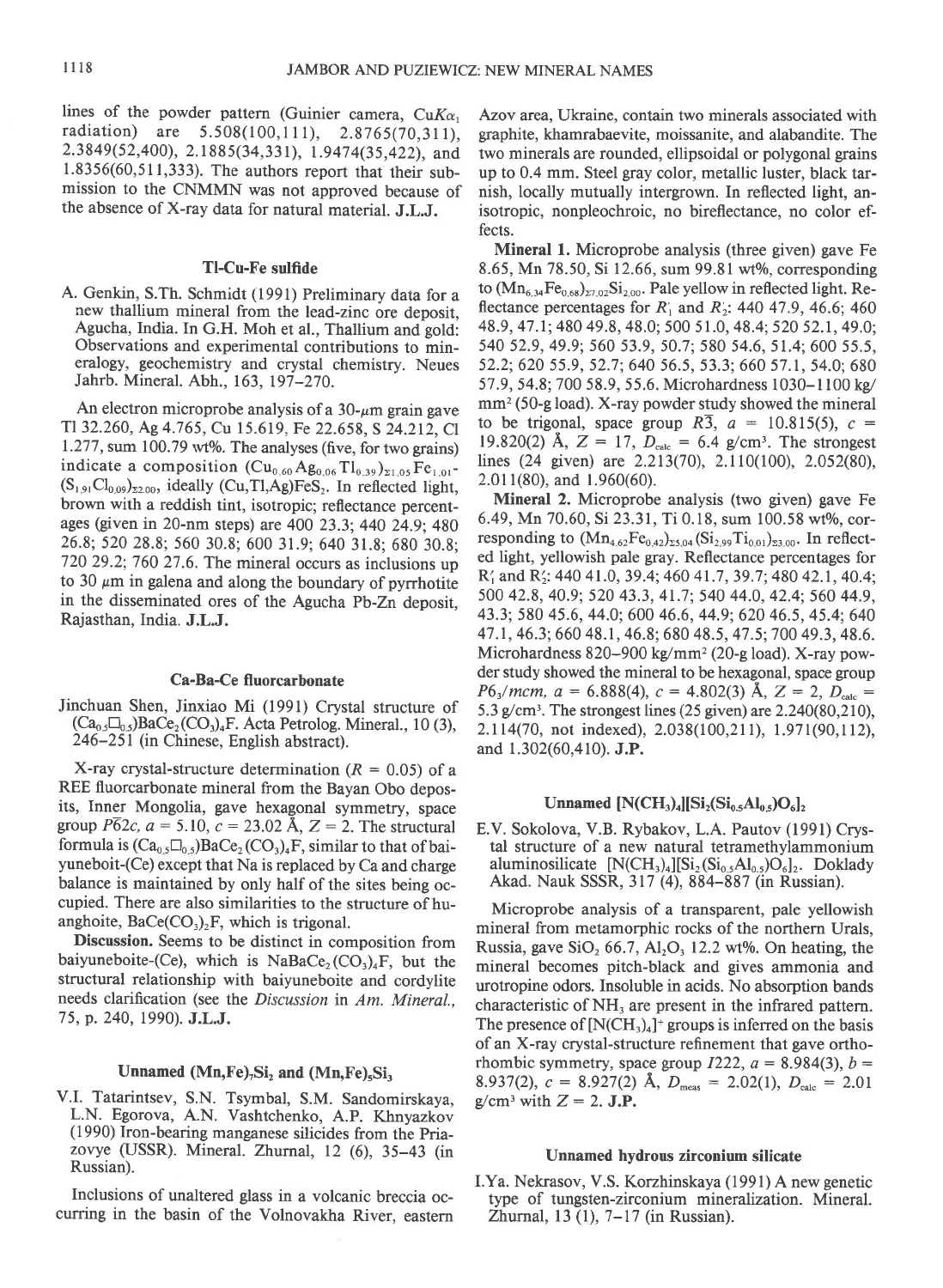lines of the powder pattern (Guinier camera, Cu$K\alpha_1$ radiation) are 5.508(100,111), 2.8765(70,311), 2.3849(52,400), 2.1885(34,331), 1.9474(35,422), and 1.8356(60,511,333). The authors report that their submission to the CNMMN was not approved because of the absence of X-ray data for natural material. **J.L.J.**

### Tl-Cu-Fe sulfide

A. Genkin, S.Th. Schmidt (1991) Preliminary data for a new thallium mineral from the lead-zinc ore deposit, Agucha, India. In G.H. Moh et al., Thallium and gold: Observations and experimental contributions to mineralogy, geochemistry and crystal chemistry. Neues Jahrb. Mineral. Abh., 163, 197–270.

An electron microprobe analysis of a 30-μm grain gave Tl 32.260, Ag 4.765, Cu 15.619, Fe 22.658, S 24.212, Cl 1.277, sum 100.79 wt%. The analyses (five, for two grains) indicate a composition $(Cu_{0.60}Ag_{0.06}Tl_{0.39})_{\Sigma 1.05}Fe_{1.01}(S_{1.91}Cl_{0.09})_{\Sigma 2.00}$, ideally $(Cu,Tl,Ag)FeS_2$. In reflected light, brown with a reddish tint, isotropic; reflectance percentages (given in 20-nm steps) are 400 23.3; 440 24.9; 480 26.8; 520 28.8; 560 30.8; 600 31.9; 640 31.8; 680 30.8; 720 29.2; 760 27.6. The mineral occurs as inclusions up to 30 μm in galena and along the boundary of pyrrhotite in the disseminated ores of the Agucha Pb-Zn deposit, Rajasthan, India. **J.L.J.**

### Ca-Ba-Ce fluorcarbonate

Jinchuan Shen, Jinxiao Mi (1991) Crystal structure of $(Ca_{0.5}\square_{0.5})BaCe_2(CO_3)_4F$. Acta Petrolog. Mineral., 10 (3), 246–251 (in Chinese, English abstract).

X-ray crystal-structure determination ($R = 0.05$) of a REE fluorcarbonate mineral from the Bayan Obo deposits, Inner Mongolia, gave hexagonal symmetry, space group $P\bar{6}2c$, $a = 5.10$, $c = 23.02$ Å, $Z = 2$. The structural formula is $(Ca_{0.5}\square_{0.5})BaCe_2(CO_3)_4F$, similar to that of baiyuneboit-(Ce) except that Na is replaced by Ca and charge balance is maintained by only half of the sites being occupied. There are also similarities to the structure of huanghoite, $BaCe(CO_3)_2F$, which is trigonal.

**Discussion.** Seems to be distinct in composition from baiyuneboite-(Ce), which is $NaBaCe_2(CO_3)_4F$, but the structural relationship with baiyuneboite and cordylite needs clarification (see the *Discussion* in *Am. Mineral.*, 75, p. 240, 1990). **J.L.J.**

### Unnamed $(Mn,Fe)_7Si_2$ and $(Mn,Fe)_5Si_3$

V.I. Tatarintsev, S.N. Tsymbal, S.M. Sandomirskaya, L.N. Egorova, A.N. Vashtchenko, A.P. Khnyazkov (1990) Iron-bearing manganese silicides from the Priazovye (USSR). Mineral. Zhurnal, 12 (6), 35–43 (in Russian).

Inclusions of unaltered glass in a volcanic breccia occurring in the basin of the Volnovakha River, eastern Azov area, Ukraine, contain two minerals associated with graphite, khamrabaevite, moissanite, and alabandite. The two minerals are rounded, ellipsoidal or polygonal grains up to 0.4 mm. Steel gray color, metallic luster, black tarnish, locally mutually intergrown. In reflected light, anisotropic, nonpleochroic, no bireflectance, no color effects.

**Mineral 1.** Microprobe analysis (three given) gave Fe 8.65, Mn 78.50, Si 12.66, sum 99.81 wt%, corresponding to $(Mn_{6.34}Fe_{0.68})_{\Sigma 7.02}Si_{2.00}$. Pale yellow in reflected light. Reflectance percentages for $R_1'$ and $R_2'$: 440 47.9, 46.6; 460 48.9, 47.1; 480 49.8, 48.0; 500 51.0, 48.4; 520 52.1, 49.0; 540 52.9, 49.9; 560 53.9, 50.7; 580 54.6, 51.4; 600 55.5, 52.2; 620 55.9, 52.7; 640 56.5, 53.3; 660 57.1, 54.0; 680 57.9, 54.8; 700 58.9, 55.6. Microhardness 1030–1100 kg/mm² (50-g load). X-ray powder study showed the mineral to be trigonal, space group $R\bar{3}$, $a = 10.815(5)$, $c = 19.820(2)$ Å, $Z = 17$, $D_{calc} = 6.4$ g/cm³. The strongest lines (24 given) are 2.213(70), 2.110(100), 2.052(80), 2.011(80), and 1.960(60).

**Mineral 2.** Microprobe analysis (two given) gave Fe 6.49, Mn 70.60, Si 23.31, Ti 0.18, sum 100.58 wt%, corresponding to $(Mn_{4.62}Fe_{0.42})_{\Sigma 5.04}(Si_{2.99}Ti_{0.01})_{\Sigma 3.00}$. In reflected light, yellowish pale gray. Reflectance percentages for $R_1'$ and $R_2'$: 440 41.0, 39.4; 460 41.7, 39.7; 480 42.1, 40.4; 500 42.8, 40.9; 520 43.3, 41.7; 540 44.0, 42.4; 560 44.9, 43.3; 580 45.6, 44.0; 600 46.6, 44.9; 620 46.5, 45.4; 640 47.1, 46.3; 660 48.1, 46.8; 680 48.5, 47.5; 700 49.3, 48.6. Microhardness 820–900 kg/mm² (20-g load). X-ray powder study showed the mineral to be hexagonal, space group $P6_3/mcm$, $a = 6.888(4)$, $c = 4.802(3)$ Å, $Z = 2$, $D_{calc} = 5.3$ g/cm³. The strongest lines (25 given) are 2.240(80,210), 2.114(70, not indexed), 2.038(100,211), 1.971(90,112), and 1.302(60,410). **J.P.**

### Unnamed $[N(CH_3)_4][Si_2(Si_{0.5}Al_{0.5})O_6]_2$

E.V. Sokolova, V.B. Rybakov, L.A. Pautov (1991) Crystal structure of a new natural tetramethylammonium aluminosilicate $[N(CH_3)_4][Si_2(Si_{0.5}Al_{0.5})O_6]_2$. Doklady Akad. Nauk SSSR, 317 (4), 884–887 (in Russian).

Microprobe analysis of a transparent, pale yellowish mineral from metamorphic rocks of the northern Urals, Russia, gave $SiO_2$ 66.7, $Al_2O_3$ 12.2 wt%. On heating, the mineral becomes pitch-black and gives ammonia and urotropine odors. Insoluble in acids. No absorption bands characteristic of $NH_3$ are present in the infrared pattern. The presence of $[N(CH_3)_4]^+$ groups is inferred on the basis of an X-ray crystal-structure refinement that gave orthorhombic symmetry, space group $I222$, $a = 8.984(3)$, $b = 8.937(2)$, $c = 8.927(2)$ Å, $D_{meas} = 2.02(1)$, $D_{calc} = 2.01$ g/cm³ with $Z = 2$. **J.P.**

### Unnamed hydrous zirconium silicate

I.Ya. Nekrasov, V.S. Korzhinskaya (1991) A new genetic type of tungsten-zirconium mineralization. Mineral. Zhurnal, 13 (1), 7–17 (in Russian).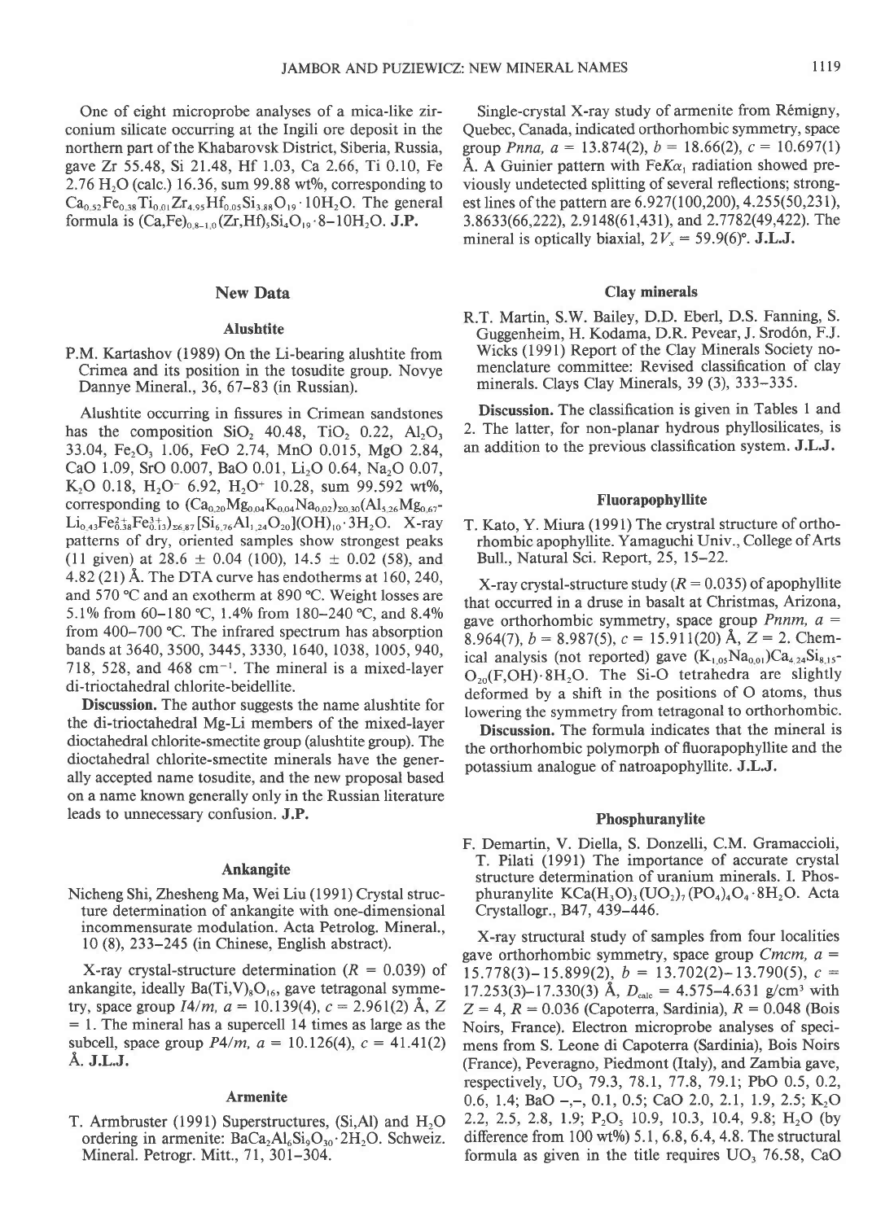One of eight microprobe analyses of a mica-like zirconium silicate occurring at the Ingili ore deposit in the northern part of the Khabarovsk District, Siberia, Russia, gave Zr 55.48, Si 21.48, Hf 1.03, Ca 2.66, Ti 0.10, Fe 2.76 $H_2O$ (calc.) 16.36, sum 99.88 wt%, corresponding to $Ca_{0.52}Fe_{0.38}Ti_{0.01}Zr_{4.95}Hf_{0.05}Si_{3.88}O_{19} \cdot 10H_2O$. The general formula is $(Ca,Fe)_{0.8-1.0}(Zr,Hf)_5Si_4O_{19} \cdot 8\text{–}10H_2O$. **J.P.**

## New Data

### Alushtite

P.M. Kartashov (1989) On the Li-bearing alushtite from Crimea and its position in the tosudite group. Novye Dannye Mineral., 36, 67–83 (in Russian).

Alushtite occurring in fissures in Crimean sandstones has the composition $SiO_2$ 40.48, $TiO_2$ 0.22, $Al_2O_3$ 33.04, $Fe_2O_3$ 1.06, FeO 2.74, MnO 0.015, MgO 2.84, CaO 1.09, SrO 0.007, BaO 0.01, $Li_2O$ 0.64, $Na_2O$ 0.07, $K_2O$ 0.18, $H_2O^-$ 6.92, $H_2O^+$ 10.28, sum 99.592 wt%, corresponding to $(Ca_{0.20}Mg_{0.04}K_{0.04}Na_{0.02})_{\Sigma 0.30}(Al_{5.26}Mg_{0.67}Li_{0.43}Fe^{2+}_{0.38}Fe^{3+}_{0.13})_{\Sigma 6.87}[Si_{6.76}Al_{1.24}O_{20}](OH)_{10} \cdot 3H_2O$. X-ray patterns of dry, oriented samples show strongest peaks (11 given) at 28.6 ± 0.04 (100), 14.5 ± 0.02 (58), and 4.82 (21) Å. The DTA curve has endotherms at 160, 240, and 570 °C and an exotherm at 890 °C. Weight losses are 5.1% from 60–180 °C, 1.4% from 180–240 °C, and 8.4% from 400–700 °C. The infrared spectrum has absorption bands at 3640, 3500, 3445, 3330, 1640, 1038, 1005, 940, 718, 528, and 468 $cm^{-1}$. The mineral is a mixed-layer di-trioctahedral chlorite-beidellite.

**Discussion.** The author suggests the name alushtite for the di-trioctahedral Mg-Li members of the mixed-layer dioctahedral chlorite-smectite group (alushtite group). The dioctahedral chlorite-smectite minerals have the generally accepted name tosudite, and the new proposal based on a name known generally only in the Russian literature leads to unnecessary confusion. **J.P.**

### Ankangite

Nicheng Shi, Zhesheng Ma, Wei Liu (1991) Crystal structure determination of ankangite with one-dimensional incommensurate modulation. Acta Petrolog. Mineral., 10 (8), 233–245 (in Chinese, English abstract).

X-ray crystal-structure determination ($R$ = 0.039) of ankangite, ideally $Ba(Ti,V)_8O_{16}$, gave tetragonal symmetry, space group $I4/m$, $a$ = 10.139(4), $c$ = 2.961(2) Å, $Z$ = 1. The mineral has a supercell 14 times as large as the subcell, space group $P4/m$, $a$ = 10.126(4), $c$ = 41.41(2) Å. **J.L.J.**

### Armenite

T. Armbruster (1991) Superstructures, (Si,Al) and $H_2O$ ordering in armenite: $BaCa_2Al_6Si_9O_{30} \cdot 2H_2O$. Schweiz. Mineral. Petrogr. Mitt., 71, 301–304.

Single-crystal X-ray study of armenite from Rémigny, Quebec, Canada, indicated orthorhombic symmetry, space group $Pnna$, $a$ = 13.874(2), $b$ = 18.66(2), $c$ = 10.697(1) Å. A Guinier pattern with Fe$K\alpha_1$ radiation showed previously undetected splitting of several reflections; strongest lines of the pattern are 6.927(100,200), 4.255(50,231), 3.8633(66,222), 2.9148(61,431), and 2.7782(49,422). The mineral is optically biaxial, $2V_x$ = 59.9(6)°. **J.L.J.**

### Clay minerals

R.T. Martin, S.W. Bailey, D.D. Eberl, D.S. Fanning, S. Guggenheim, H. Kodama, D.R. Pevear, J. Srodón, F.J. Wicks (1991) Report of the Clay Minerals Society nomenclature committee: Revised classification of clay minerals. Clays Clay Minerals, 39 (3), 333–335.

**Discussion.** The classification is given in Tables 1 and 2. The latter, for non-planar hydrous phyllosilicates, is an addition to the previous classification system. **J.L.J.**

### Fluorapophyllite

T. Kato, Y. Miura (1991) The crystral structure of orthorhombic apophyllite. Yamaguchi Univ., College of Arts Bull., Natural Sci. Report, 25, 15–22.

X-ray crystal-structure study ($R$ = 0.035) of apophyllite that occurred in a druse in basalt at Christmas, Arizona, gave orthorhombic symmetry, space group $Pnnm$, $a$ = 8.964(7), $b$ = 8.987(5), $c$ = 15.911(20) Å, $Z$ = 2. Chemical analysis (not reported) gave $(K_{1.05}Na_{0.01})Ca_{4.24}Si_{8.15}O_{20}(F,OH) \cdot 8H_2O$. The Si-O tetrahedra are slightly deformed by a shift in the positions of O atoms, thus lowering the symmetry from tetragonal to orthorhombic.

**Discussion.** The formula indicates that the mineral is the orthorhombic polymorph of fluorapophyllite and the potassium analogue of natroapophyllite. **J.L.J.**

### Phosphuranylite

F. Demartin, V. Diella, S. Donzelli, C.M. Gramaccioli, T. Pilati (1991) The importance of accurate crystal structure determination of uranium minerals. I. Phosphuranylite $KCa(H_3O)_3(UO_2)_7(PO_4)_4O_4 \cdot 8H_2O$. Acta Crystallogr., B47, 439–446.

X-ray structural study of samples from four localities gave orthorhombic symmetry, space group $Cmcm$, $a$ = 15.778(3)–15.899(2), $b$ = 13.702(2)–13.790(5), $c$ = 17.253(3)–17.330(3) Å, $D_{calc}$ = 4.575–4.631 g/cm³ with $Z$ = 4, $R$ = 0.036 (Capoterra, Sardinia), $R$ = 0.048 (Bois Noirs, France). Electron microprobe analyses of specimens from S. Leone di Capoterra (Sardinia), Bois Noirs (France), Peveragno, Piedmont (Italy), and Zambia gave, respectively, $UO_3$ 79.3, 78.1, 77.8, 79.1; PbO 0.5, 0.2, 0.6, 1.4; BaO –,–, 0.1, 0.5; CaO 2.0, 2.1, 1.9, 2.5; $K_2O$ 2.2, 2.5, 2.8, 1.9; $P_2O_5$ 10.9, 10.3, 10.4, 9.8; $H_2O$ (by difference from 100 wt%) 5.1, 6.8, 6.4, 4.8. The structural formula as given in the title requires $UO_3$ 76.58, CaO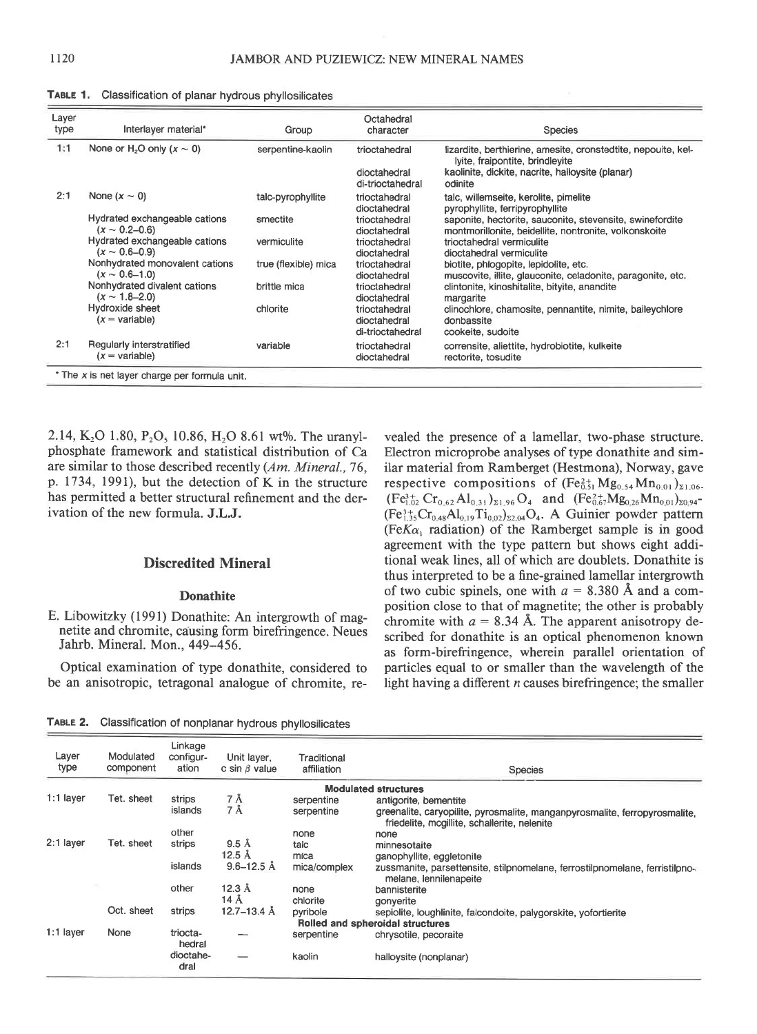**TABLE 1.** Classification of planar hydrous phyllosilicates

| Layer type | Interlayer material* | Group | Octahedral character | Species |
|---|---|---|---|---|
| 1:1 | None or $H_2O$ only ($x \sim 0$) | serpentine-kaolin | trioctahedral | lizardite, berthierine, amesite, cronstedtite, nepouite, kellyite, fraipontite, brindleyite |
| | | | dioctahedral | kaolinite, dickite, nacrite, halloysite (planar) |
| | | | di-trioctahedral | odinite |
| 2:1 | None ($x \sim 0$) | talc-pyrophyllite | trioctahedral | talc, willemseite, kerolite, pimelite |
| | | | dioctahedral | pyrophyllite, ferripyrophyllite |
| | Hydrated exchangeable cations ($x \sim 0.2$–$0.6$) | smectite | trioctahedral | saponite, hectorite, sauconite, stevensite, swinefordite |
| | | | dioctahedral | montmorillonite, beidellite, nontronite, volkonskoite |
| | Hydrated exchangeable cations ($x \sim 0.6$–$0.9$) | vermiculite | trioctahedral | trioctahedral vermiculite |
| | | | dioctahedral | dioctahedral vermiculite |
| | Nonhydrated monovalent cations ($x \sim 0.6$–$1.0$) | true (flexible) mica | trioctahedral | biotite, phlogopite, lepidolite, etc. |
| | | | dioctahedral | muscovite, illite, glauconite, celadonite, paragonite, etc. |
| | Nonhydrated divalent cations ($x \sim 1.8$–$2.0$) | brittle mica | trioctahedral | clintonite, kinoshitalite, bityite, anandite |
| | | | dioctahedral | margarite |
| | Hydroxide sheet ($x$ = variable) | chlorite | trioctahedral | clinochlore, chamosite, pennantite, nimite, baileychlore |
| | | | dioctahedral | donbassite |
| | | | di-trioctahedral | cookeite, sudoite |
| 2:1 | Regularly interstratified ($x$ = variable) | variable | trioctahedral | corrensite, aliettite, hydrobiotite, kulkeite |
| | | | dioctahedral | rectorite, tosudite |

* The $x$ is net layer charge per formula unit.

2.14, $K_2O$ 1.80, $P_2O_5$ 10.86, $H_2O$ 8.61 wt%. The uranyl-phosphate framework and statistical distribution of Ca are similar to those described recently (*Am. Mineral.,* 76, p. 1734, 1991), but the detection of K in the structure has permitted a better structural refinement and the derivation of the new formula. **J.L.J.**

## Discredited Mineral

### Donathite

E. Libowitzky (1991) Donathite: An intergrowth of magnetite and chromite, causing form birefringence. Neues Jahrb. Mineral. Mon., 449–456.

Optical examination of type donathite, considered to be an anisotropic, tetragonal analogue of chromite, revealed the presence of a lamellar, two-phase structure. Electron microprobe analyses of type donathite and similar material from Ramberget (Hestmona), Norway, gave respective compositions of $(Fe^{2+}_{0.51}Mg_{0.54}Mn_{0.01})_{\Sigma 1.06}$$(Fe^{3+}_{1.02}Cr_{0.62}Al_{0.31})_{\Sigma 1.96}O_4$ and $(Fe^{2+}_{0.67}Mg_{0.26}Mn_{0.01})_{\Sigma 0.94}$$(Fe^{3+}_{1.35}Cr_{0.48}Al_{0.19}Ti_{0.02})_{\Sigma 2.04}O_4$. A Guinier powder pattern ($FeK\alpha_1$ radiation) of the Ramberget sample is in good agreement with the type pattern but shows eight additional weak lines, all of which are doublets. Donathite is thus interpreted to be a fine-grained lamellar intergrowth of two cubic spinels, one with $a$ = 8.380 Å and a composition close to that of magnetite; the other is probably chromite with $a$ = 8.34 Å. The apparent anisotropy described for donathite is an optical phenomenon known as form-birefringence, wherein parallel orientation of particles equal to or smaller than the wavelength of the light having a different $n$ causes birefringence; the smaller

**TABLE 2.** Classification of nonplanar hydrous phyllosilicates

| Layer type | Modulated component | Linkage configuration | Unit layer, $c \sin \beta$ value | Traditional affiliation | Species |
|---|---|---|---|---|---|
| | | | | **Modulated structures** | |
| 1:1 layer | Tet. sheet | strips | 7 Å | serpentine | antigorite, bementite |
| | | islands | 7 Å | serpentine | greenalite, caryopilite, pyrosmalite, manganpyrosmalite, ferropyrosmalite, friedelite, mcgillite, schallerite, nelenite |
| | | other | | none | none |
| 2:1 layer | Tet. sheet | strips | 9.5 Å | talc | minnesotaite |
| | | | 12.5 Å | mica | ganophyllite, eggletonite |
| | | islands | 9.6–12.5 Å | mica/complex | zussmanite, parsettensite, stilpnomelane, ferrostilpnomelane, ferristilpnomelane, lennilenapeite |
| | | other | 12.3 Å | none | bannisterite |
| | | | 14 Å | chlorite | gonyerite |
| | Oct. sheet | strips | 12.7–13.4 Å | pyribole | sepiolite, loughlinite, falcondoite, palygorskite, yofortierite |
| | | | | **Rolled and spheroidal structures** | |
| 1:1 layer | None | trioctahedral | — | serpentine | chrysotile, pecoraite |
| | | dioctahedral | — | kaolin | halloysite (nonplanar) |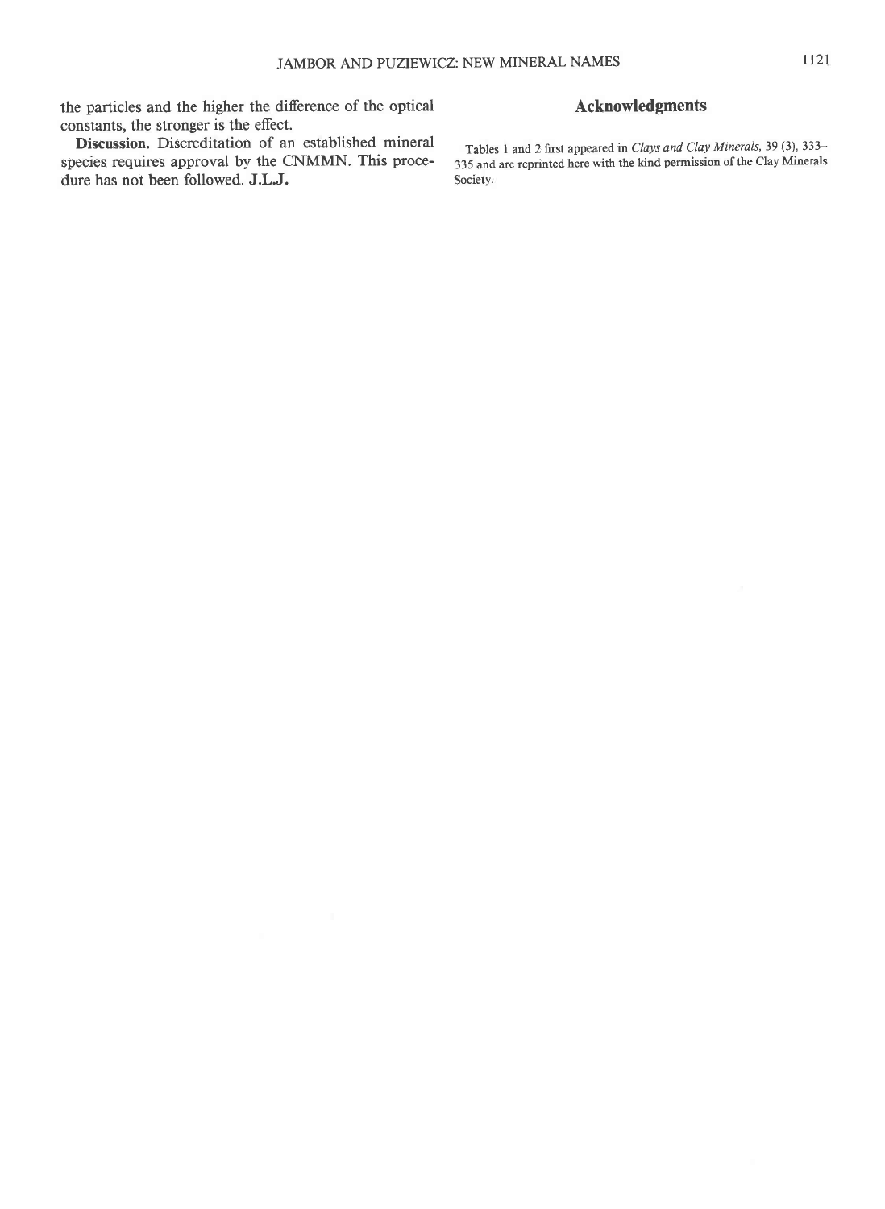the particles and the higher the difference of the optical constants, the stronger is the effect.

**Discussion.** Discreditation of an established mineral species requires approval by the CNMMN. This procedure has not been followed. **J.L.J.**

## Acknowledgments

Tables 1 and 2 first appeared in *Clays and Clay Minerals,* 39 (3), 333–335 and are reprinted here with the kind permission of the Clay Minerals Society.